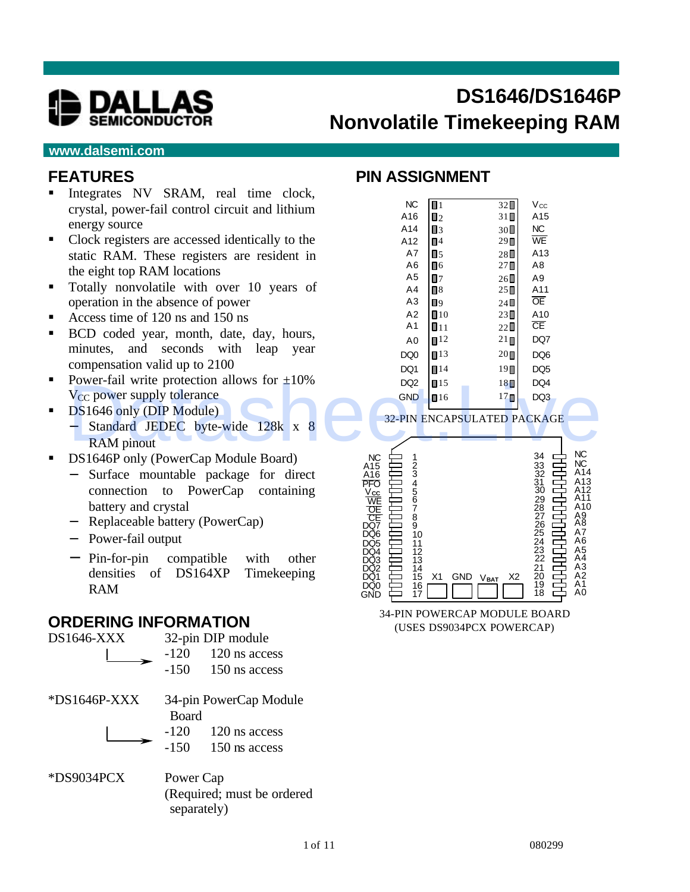# DS1646/DS1646P
## Nonvolatile Timekeeping RAM

www.dalsemi.com

## FEATURES

- Integrates NV SRAM, real time clock, crystal, power-fail control circuit and lithium energy source
- Clock registers are accessed identically to the static RAM. These registers are resident in the eight top RAM locations
- Totally nonvolatile with over 10 years of operation in the absence of power
- Access time of 120 ns and 150 ns
- BCD coded year, month, date, day, hours, minutes, and seconds with leap year compensation valid up to 2100
- Power-fail write protection allows for ±10% $V_{CC}$ power supply tolerance
- DS1646 only (DIP Module)
  - Standard JEDEC byte-wide 128k x 8 RAM pinout
- DS1646P only (PowerCap Module Board)
  - Surface mountable package for direct connection to PowerCap containing battery and crystal
  - Replaceable battery (PowerCap)
  - Power-fail output
  - Pin-for-pin compatible with other densities of DS164XP Timekeeping RAM

## PIN ASSIGNMENT

| Pin | Name | Pin | Name |
|---|---|---|---|
| 1 | NC | 32 | $V_{CC}$ |
| 2 | A16 | 31 | A15 |
| 3 | A14 | 30 | NC |
| 4 | A12 | 29 | $\overline{WE}$ |
| 5 | A7 | 28 | A13 |
| 6 | A6 | 27 | A8 |
| 7 | A5 | 26 | A9 |
| 8 | A4 | 25 | A11 |
| 9 | A3 | 24 | $\overline{OE}$ |
| 10 | A2 | 23 | A10 |
| 11 | A1 | 22 | $\overline{CE}$ |
| 12 | A0 | 21 | DQ7 |
| 13 | DQ0 | 20 | DQ6 |
| 14 | DQ1 | 19 | DQ5 |
| 15 | DQ2 | 18 | DQ4 |
| 16 | GND | 17 | DQ3 |

32-PIN ENCAPSULATED PACKAGE

| Pin | Name | Pin | Name |
|---|---|---|---|
| 1 | NC | 34 | NC |
| 2 | A15 | 33 | NC |
| 3 | A16 | 32 | A14 |
| 4 | $\overline{PFO}$ | 31 | A13 |
| 5 | $V_{CC}$ | 30 | A12 |
| 6 | $\overline{WE}$ | 29 | A11 |
| 7 | $\overline{OE}$ | 28 | A10 |
| 8 | $\overline{CE}$ | 27 | A9 |
| 9 | DQ7 | 26 | A8 |
| 10 | DQ6 | 25 | A7 |
| 11 | DQ5 | 24 | A6 |
| 12 | DQ4 | 23 | A5 |
| 13 | DQ3 | 22 | A4 |
| 14 | DQ2 | 21 | A3 |
| 15 | DQ1 | 20 | A2 |
| 16 | DQ0 | 19 | A1 |
| 17 | GND | 18 | A0 |

X1 GND $V_{BAT}$ X2

34-PIN POWERCAP MODULE BOARD
(USES DS9034PCX POWERCAP)

## ORDERING INFORMATION

| | | |
|---|---|---|
| DS1646-XXX | 32-pin DIP module | |
| | -120 | 120 ns access |
| | -150 | 150 ns access |
| *DS1646P-XXX | 34-pin PowerCap Module Board | |
| | -120 | 120 ns access |
| | -150 | 150 ns access |
| *DS9034PCX | Power Cap (Required; must be ordered separately) | |

080299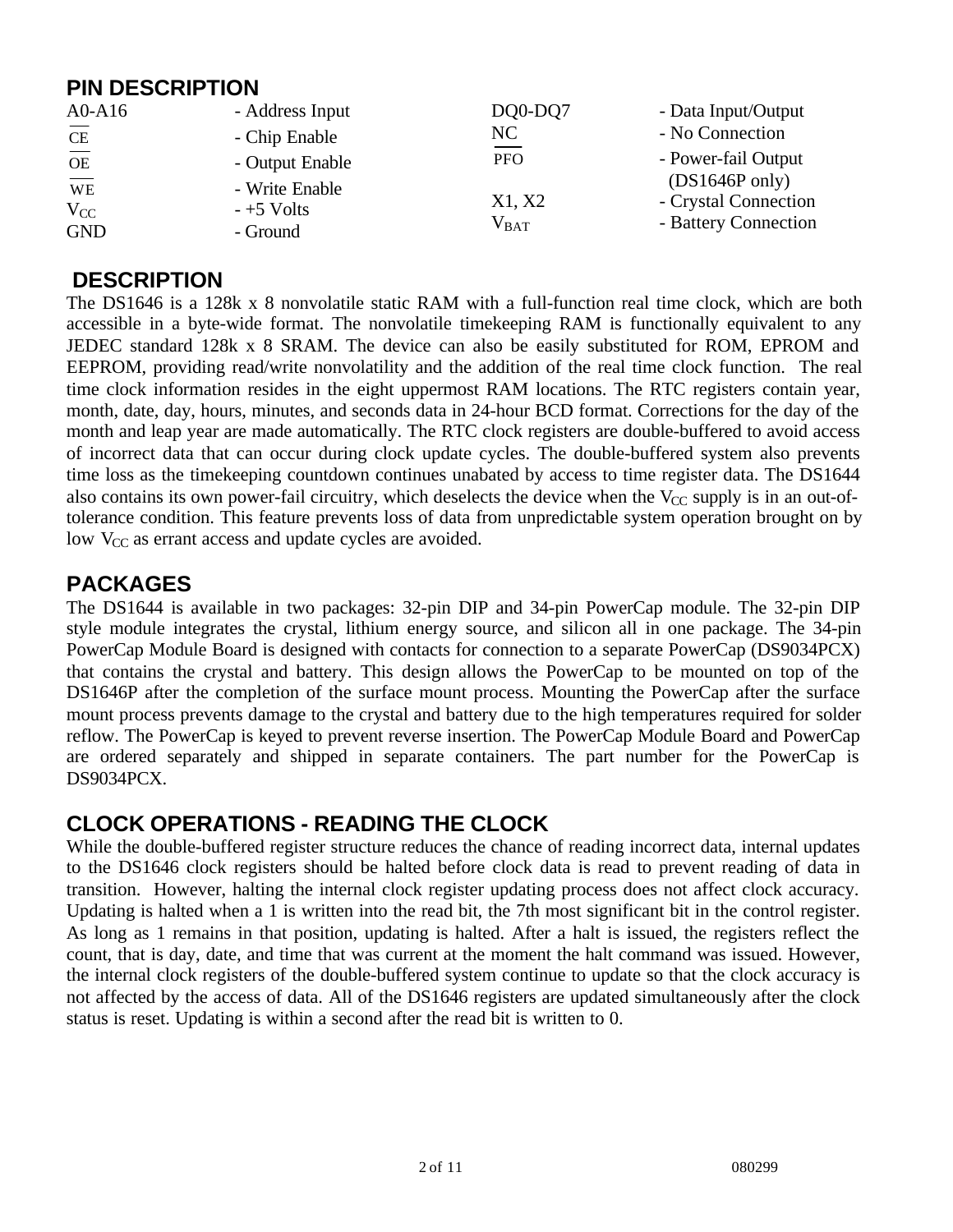## PIN DESCRIPTION

| | | | |
|---|---|---|---|
| A0-A16 | - Address Input | DQ0-DQ7 | - Data Input/Output |
| $\overline{CE}$ | - Chip Enable | NC | - No Connection |
| $\overline{OE}$ | - Output Enable | $\overline{PFO}$ | - Power-fail Output (DS1646P only) |
| $\overline{WE}$ | - Write Enable | X1, X2 | - Crystal Connection |
| $V_{CC}$ | - +5 Volts | $V_{BAT}$ | - Battery Connection |
| GND | - Ground | | |

## DESCRIPTION

The DS1646 is a 128k x 8 nonvolatile static RAM with a full-function real time clock, which are both accessible in a byte-wide format. The nonvolatile timekeeping RAM is functionally equivalent to any JEDEC standard 128k x 8 SRAM. The device can also be easily substituted for ROM, EPROM and EEPROM, providing read/write nonvolatility and the addition of the real time clock function. The real time clock information resides in the eight uppermost RAM locations. The RTC registers contain year, month, date, day, hours, minutes, and seconds data in 24-hour BCD format. Corrections for the day of the month and leap year are made automatically. The RTC clock registers are double-buffered to avoid access of incorrect data that can occur during clock update cycles. The double-buffered system also prevents time loss as the timekeeping countdown continues unabated by access to time register data. The DS1644 also contains its own power-fail circuitry, which deselects the device when the $V_{CC}$ supply is in an out-of-tolerance condition. This feature prevents loss of data from unpredictable system operation brought on by low $V_{CC}$ as errant access and update cycles are avoided.

## PACKAGES

The DS1644 is available in two packages: 32-pin DIP and 34-pin PowerCap module. The 32-pin DIP style module integrates the crystal, lithium energy source, and silicon all in one package. The 34-pin PowerCap Module Board is designed with contacts for connection to a separate PowerCap (DS9034PCX) that contains the crystal and battery. This design allows the PowerCap to be mounted on top of the DS1646P after the completion of the surface mount process. Mounting the PowerCap after the surface mount process prevents damage to the crystal and battery due to the high temperatures required for solder reflow. The PowerCap is keyed to prevent reverse insertion. The PowerCap Module Board and PowerCap are ordered separately and shipped in separate containers. The part number for the PowerCap is DS9034PCX.

## CLOCK OPERATIONS - READING THE CLOCK

While the double-buffered register structure reduces the chance of reading incorrect data, internal updates to the DS1646 clock registers should be halted before clock data is read to prevent reading of data in transition. However, halting the internal clock register updating process does not affect clock accuracy. Updating is halted when a 1 is written into the read bit, the 7th most significant bit in the control register. As long as 1 remains in that position, updating is halted. After a halt is issued, the registers reflect the count, that is day, date, and time that was current at the moment the halt command was issued. However, the internal clock registers of the double-buffered system continue to update so that the clock accuracy is not affected by the access of data. All of the DS1646 registers are updated simultaneously after the clock status is reset. Updating is within a second after the read bit is written to 0.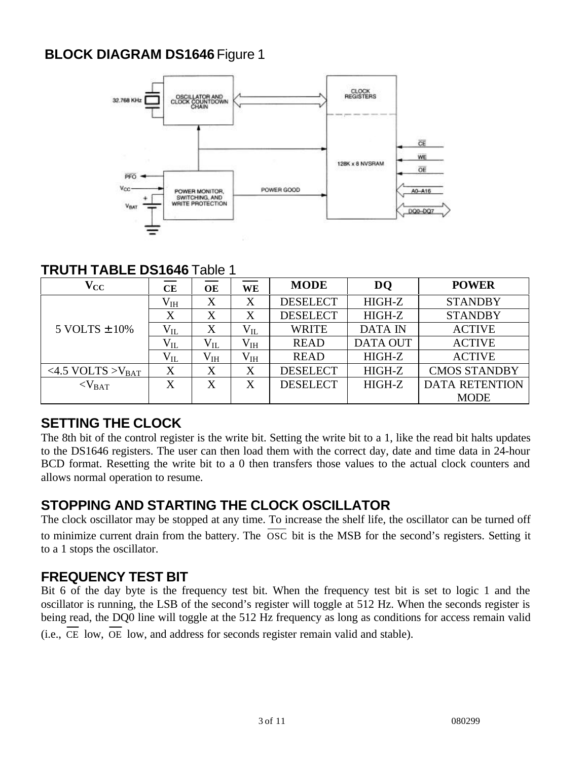## BLOCK DIAGRAM DS1646 Figure 1

## TRUTH TABLE DS1646 Table 1

| $V_{CC}$ | $\overline{CE}$ | $\overline{OE}$ | $\overline{WE}$ | MODE | DQ | POWER |
|---|---|---|---|---|---|---|
| 5 VOLTS ± 10% | $V_{IH}$ | X | X | DESELECT | HIGH-Z | STANDBY |
| | X | X | X | DESELECT | HIGH-Z | STANDBY |
| | $V_{IL}$ | X | $V_{IL}$ | WRITE | DATA IN | ACTIVE |
| | $V_{IL}$ | $V_{IL}$ | $V_{IH}$ | READ | DATA OUT | ACTIVE |
| | $V_{IL}$ | $V_{IH}$ | $V_{IH}$ | READ | HIGH-Z | ACTIVE |
| <4.5 VOLTS >$V_{BAT}$ | X | X | X | DESELECT | HIGH-Z | CMOS STANDBY |
| <$V_{BAT}$ | X | X | X | DESELECT | HIGH-Z | DATA RETENTION MODE |

## SETTING THE CLOCK

The 8th bit of the control register is the write bit. Setting the write bit to a 1, like the read bit halts updates to the DS1646 registers. The user can then load them with the correct day, date and time data in 24-hour BCD format. Resetting the write bit to a 0 then transfers those values to the actual clock counters and allows normal operation to resume.

## STOPPING AND STARTING THE CLOCK OSCILLATOR

The clock oscillator may be stopped at any time. To increase the shelf life, the oscillator can be turned off to minimize current drain from the battery. The $\overline{OSC}$ bit is the MSB for the second's registers. Setting it to a 1 stops the oscillator.

## FREQUENCY TEST BIT

Bit 6 of the day byte is the frequency test bit. When the frequency test bit is set to logic 1 and the oscillator is running, the LSB of the second's register will toggle at 512 Hz. When the seconds register is being read, the DQ0 line will toggle at the 512 Hz frequency as long as conditions for access remain valid (i.e., $\overline{CE}$ low, $\overline{OE}$ low, and address for seconds register remain valid and stable).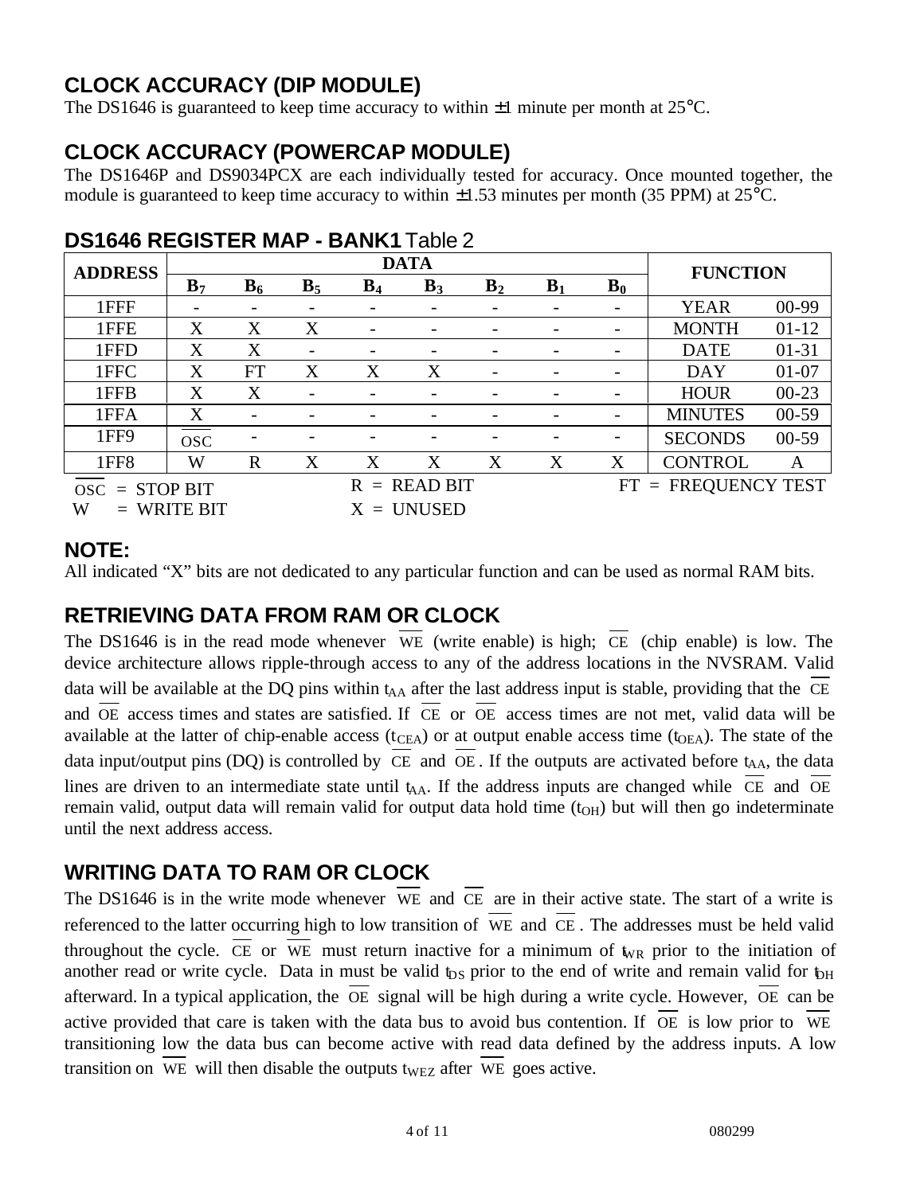## CLOCK ACCURACY (DIP MODULE)

The DS1646 is guaranteed to keep time accuracy to within ±1 minute per month at 25°C.

## CLOCK ACCURACY (POWERCAP MODULE)

The DS1646P and DS9034PCX are each individually tested for accuracy. Once mounted together, the module is guaranteed to keep time accuracy to within ±1.53 minutes per month (35 PPM) at 25°C.

## DS1646 REGISTER MAP - BANK1 Table 2

| ADDRESS | DATA | | | | | | | | FUNCTION | |
|---|---|---|---|---|---|---|---|---|---|---|
| | $B_7$ | $B_6$ | $B_5$ | $B_4$ | $B_3$ | $B_2$ | $B_1$ | $B_0$ | | |
| 1FFF | - | - | - | - | - | - | - | - | YEAR | 00-99 |
| 1FFE | X | X | X | - | - | - | - | - | MONTH | 01-12 |
| 1FFD | X | X | - | - | - | - | - | - | DATE | 01-31 |
| 1FFC | X | FT | X | X | X | - | - | - | DAY | 01-07 |
| 1FFB | X | X | - | - | - | - | - | - | HOUR | 00-23 |
| 1FFA | X | - | - | - | - | - | - | - | MINUTES | 00-59 |
| 1FF9 | $\overline{OSC}$ | - | - | - | - | - | - | - | SECONDS | 00-59 |
| 1FF8 | W | R | X | X | X | X | X | X | CONTROL | A |

$\overline{OSC}$ = STOP BIT R = READ BIT FT = FREQUENCY TEST
W = WRITE BIT X = UNUSED

**NOTE:**
All indicated "X" bits are not dedicated to any particular function and can be used as normal RAM bits.

## RETRIEVING DATA FROM RAM OR CLOCK

The DS1646 is in the read mode whenever $\overline{WE}$ (write enable) is high; $\overline{CE}$ (chip enable) is low. The device architecture allows ripple-through access to any of the address locations in the NVSRAM. Valid data will be available at the DQ pins within $t_{AA}$ after the last address input is stable, providing that the $\overline{CE}$ and $\overline{OE}$ access times and states are satisfied. If $\overline{CE}$ or $\overline{OE}$ access times are not met, valid data will be available at the latter of chip-enable access ($t_{CEA}$) or at output enable access time ($t_{OEA}$). The state of the data input/output pins (DQ) is controlled by $\overline{CE}$ and $\overline{OE}$. If the outputs are activated before $t_{AA}$, the data lines are driven to an intermediate state until $t_{AA}$. If the address inputs are changed while $\overline{CE}$ and $\overline{OE}$ remain valid, output data will remain valid for output data hold time ($t_{OH}$) but will then go indeterminate until the next address access.

## WRITING DATA TO RAM OR CLOCK

The DS1646 is in the write mode whenever $\overline{WE}$ and $\overline{CE}$ are in their active state. The start of a write is referenced to the latter occurring high to low transition of $\overline{WE}$ and $\overline{CE}$. The addresses must be held valid throughout the cycle. $\overline{CE}$ or $\overline{WE}$ must return inactive for a minimum of $t_{WR}$ prior to the initiation of another read or write cycle. Data in must be valid $t_{DS}$ prior to the end of write and remain valid for $t_{DH}$ afterward. In a typical application, the $\overline{OE}$ signal will be high during a write cycle. However, $\overline{OE}$ can be active provided that care is taken with the data bus to avoid bus contention. If $\overline{OE}$ is low prior to $\overline{WE}$ transitioning low the data bus can become active with read data defined by the address inputs. A low transition on $\overline{WE}$ will then disable the outputs $t_{WEZ}$ after $\overline{WE}$ goes active.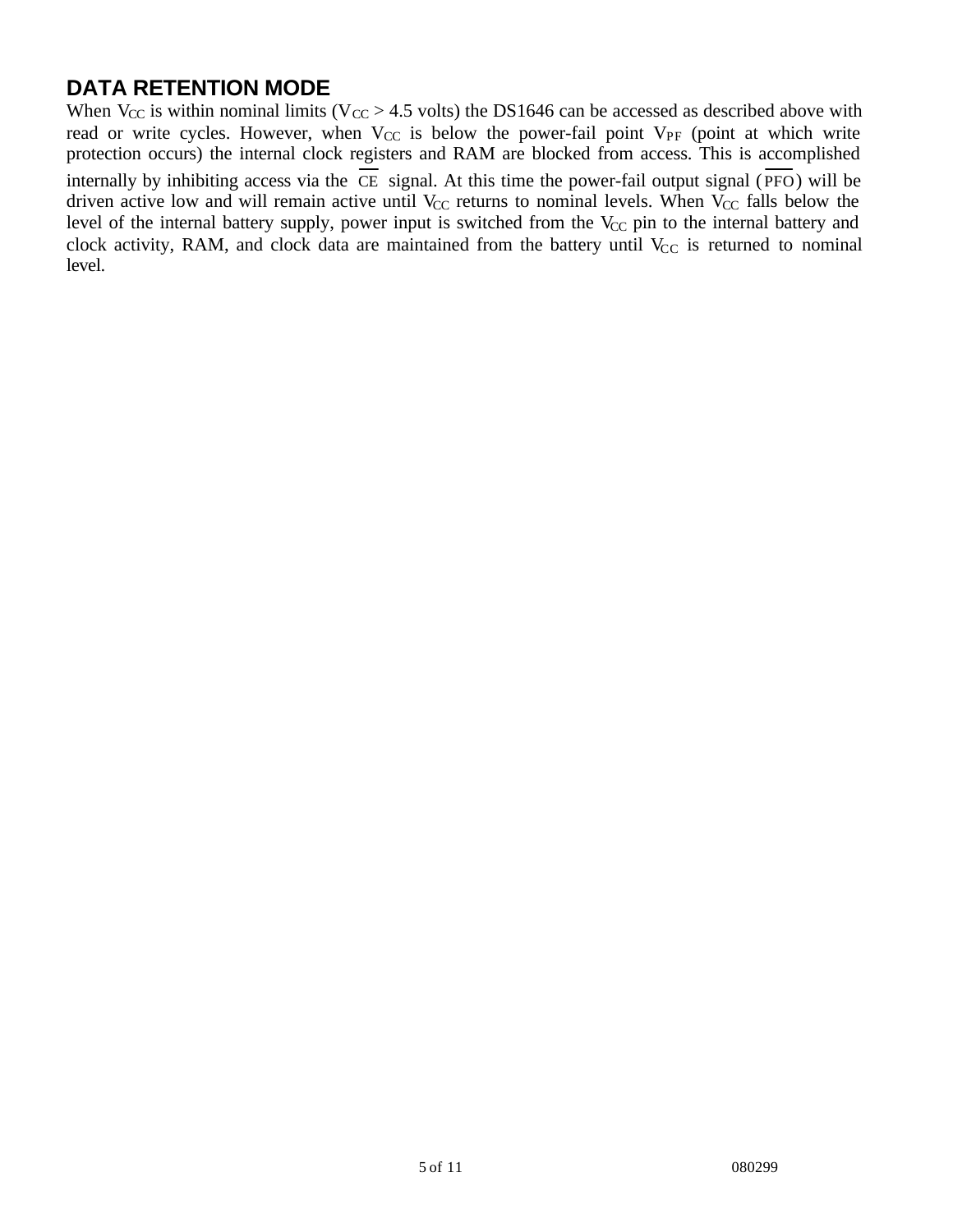## DATA RETENTION MODE

When $V_{CC}$ is within nominal limits ($V_{CC}$ > 4.5 volts) the DS1646 can be accessed as described above with read or write cycles. However, when $V_{CC}$ is below the power-fail point $V_{PF}$ (point at which write protection occurs) the internal clock registers and RAM are blocked from access. This is accomplished internally by inhibiting access via the $\overline{CE}$ signal. At this time the power-fail output signal ($\overline{PFO}$) will be driven active low and will remain active until $V_{CC}$ returns to nominal levels. When $V_{CC}$ falls below the level of the internal battery supply, power input is switched from the $V_{CC}$ pin to the internal battery and clock activity, RAM, and clock data are maintained from the battery until $V_{CC}$ is returned to nominal level.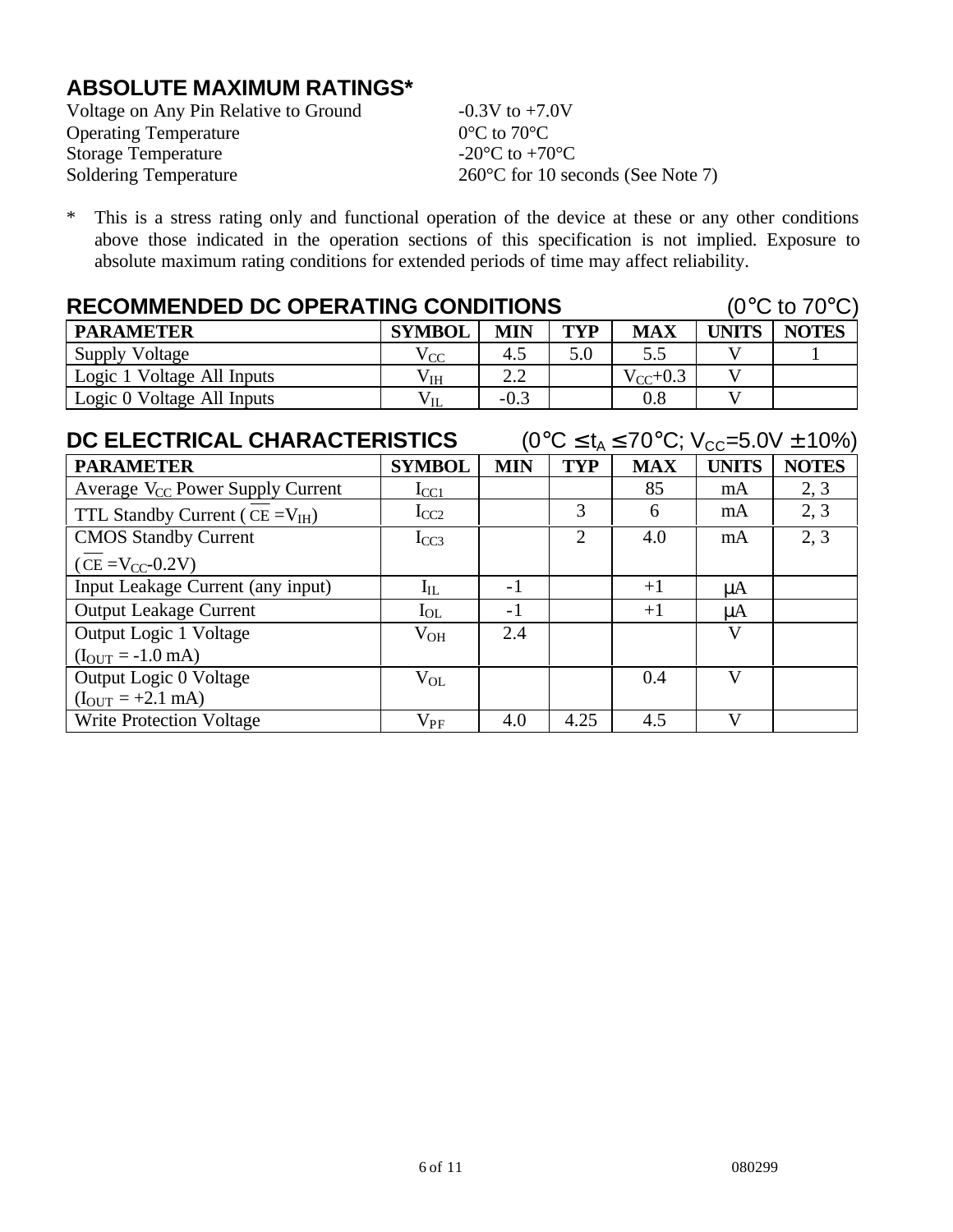## ABSOLUTE MAXIMUM RATINGS*

Voltage on Any Pin Relative to Ground -0.3V to +7.0V
Operating Temperature 0°C to 70°C
Storage Temperature -20°C to +70°C
Soldering Temperature 260°C for 10 seconds (See Note 7)

\* This is a stress rating only and functional operation of the device at these or any other conditions above those indicated in the operation sections of this specification is not implied. Exposure to absolute maximum rating conditions for extended periods of time may affect reliability.

## RECOMMENDED DC OPERATING CONDITIONS (0°C to 70°C)

| PARAMETER | SYMBOL | MIN | TYP | MAX | UNITS | NOTES |
|---|---|---|---|---|---|---|
| Supply Voltage | $V_{CC}$ | 4.5 | 5.0 | 5.5 | V | 1 |
| Logic 1 Voltage All Inputs | $V_{IH}$ | 2.2 | | $V_{CC}$+0.3 | V | |
| Logic 0 Voltage All Inputs | $V_{IL}$ | -0.3 | | 0.8 | V | |

## DC ELECTRICAL CHARACTERISTICS ($0°C \leq t_A \leq 70°C$; $V_{CC}$=5.0V ± 10%)

| PARAMETER | SYMBOL | MIN | TYP | MAX | UNITS | NOTES |
|---|---|---|---|---|---|---|
| Average $V_{CC}$ Power Supply Current | $I_{CC1}$ | | | 85 | mA | 2, 3 |
| TTL Standby Current ($\overline{CE}$ =$V_{IH}$) | $I_{CC2}$ | | 3 | 6 | mA | 2, 3 |
| CMOS Standby Current ($\overline{CE}$ =$V_{CC}$-0.2V) | $I_{CC3}$ | | 2 | 4.0 | mA | 2, 3 |
| Input Leakage Current (any input) | $I_{IL}$ | -1 | | +1 | μA | |
| Output Leakage Current | $I_{OL}$ | -1 | | +1 | μA | |
| Output Logic 1 Voltage ($I_{OUT}$ = -1.0 mA) | $V_{OH}$ | 2.4 | | | V | |
| Output Logic 0 Voltage ($I_{OUT}$ = +2.1 mA) | $V_{OL}$ | | | 0.4 | V | |
| Write Protection Voltage | $V_{PF}$ | 4.0 | 4.25 | 4.5 | V | |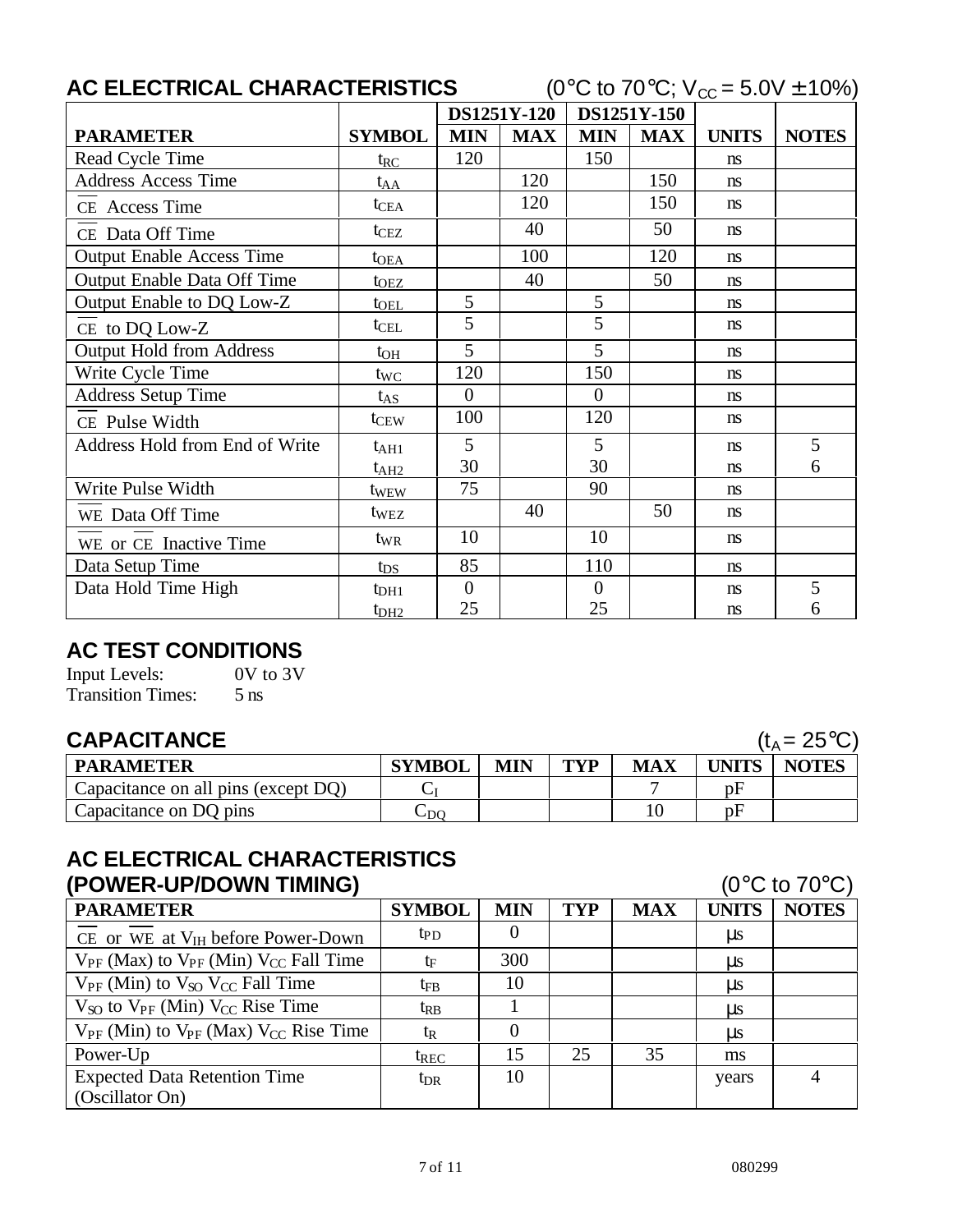## AC ELECTRICAL CHARACTERISTICS (0°C to 70°C; $V_{CC}$ = 5.0V ± 10%)

| PARAMETER | SYMBOL | DS1251Y-120 | | DS1251Y-150 | | UNITS | NOTES |
|---|---|---|---|---|---|---|---|
| | | MIN | MAX | MIN | MAX | | |
| Read Cycle Time | $t_{RC}$ | 120 | | 150 | | ns | |
| Address Access Time | $t_{AA}$ | | 120 | | 150 | ns | |
| $\overline{CE}$ Access Time | $t_{CEA}$ | | 120 | | 150 | ns | |
| $\overline{CE}$ Data Off Time | $t_{CEZ}$ | | 40 | | 50 | ns | |
| Output Enable Access Time | $t_{OEA}$ | | 100 | | 120 | ns | |
| Output Enable Data Off Time | $t_{OEZ}$ | | 40 | | 50 | ns | |
| Output Enable to DQ Low-Z | $t_{OEL}$ | 5 | | 5 | | ns | |
| $\overline{CE}$ to DQ Low-Z | $t_{CEL}$ | 5 | | 5 | | ns | |
| Output Hold from Address | $t_{OH}$ | 5 | | 5 | | ns | |
| Write Cycle Time | $t_{WC}$ | 120 | | 150 | | ns | |
| Address Setup Time | $t_{AS}$ | 0 | | 0 | | ns | |
| $\overline{CE}$ Pulse Width | $t_{CEW}$ | 100 | | 120 | | ns | |
| Address Hold from End of Write | $t_{AH1}$ | 5 | | 5 | | ns | 5 |
| | $t_{AH2}$ | 30 | | 30 | | ns | 6 |
| Write Pulse Width | $t_{WEW}$ | 75 | | 90 | | ns | |
| $\overline{WE}$ Data Off Time | $t_{WEZ}$ | | 40 | | 50 | ns | |
| $\overline{WE}$ or $\overline{CE}$ Inactive Time | $t_{WR}$ | 10 | | 10 | | ns | |
| Data Setup Time | $t_{DS}$ | 85 | | 110 | | ns | |
| Data Hold Time High | $t_{DH1}$ | 0 | | 0 | | ns | 5 |
| | $t_{DH2}$ | 25 | | 25 | | ns | 6 |

## AC TEST CONDITIONS

Input Levels: 0V to 3V
Transition Times: 5 ns

## CAPACITANCE ($t_A$ = 25°C)

| PARAMETER | SYMBOL | MIN | TYP | MAX | UNITS | NOTES |
|---|---|---|---|---|---|---|
| Capacitance on all pins (except DQ) | $C_I$ | | | 7 | pF | |
| Capacitance on DQ pins | $C_{DQ}$ | | | 10 | pF | |

## AC ELECTRICAL CHARACTERISTICS (POWER-UP/DOWN TIMING) (0°C to 70°C)

| PARAMETER | SYMBOL | MIN | TYP | MAX | UNITS | NOTES |
|---|---|---|---|---|---|---|
| $\overline{CE}$ or $\overline{WE}$ at $V_{IH}$ before Power-Down | $t_{PD}$ | 0 | | | µs | |
| $V_{PF}$ (Max) to $V_{PF}$ (Min) $V_{CC}$ Fall Time | $t_F$ | 300 | | | µs | |
| $V_{PF}$ (Min) to $V_{SO}$ $V_{CC}$ Fall Time | $t_{FB}$ | 10 | | | µs | |
| $V_{SO}$ to $V_{PF}$ (Min) $V_{CC}$ Rise Time | $t_{RB}$ | 1 | | | µs | |
| $V_{PF}$ (Min) to $V_{PF}$ (Max) $V_{CC}$ Rise Time | $t_R$ | 0 | | | µs | |
| Power-Up | $t_{REC}$ | 15 | 25 | 35 | ms | |
| Expected Data Retention Time (Oscillator On) | $t_{DR}$ | 10 | | | years | 4 |

080299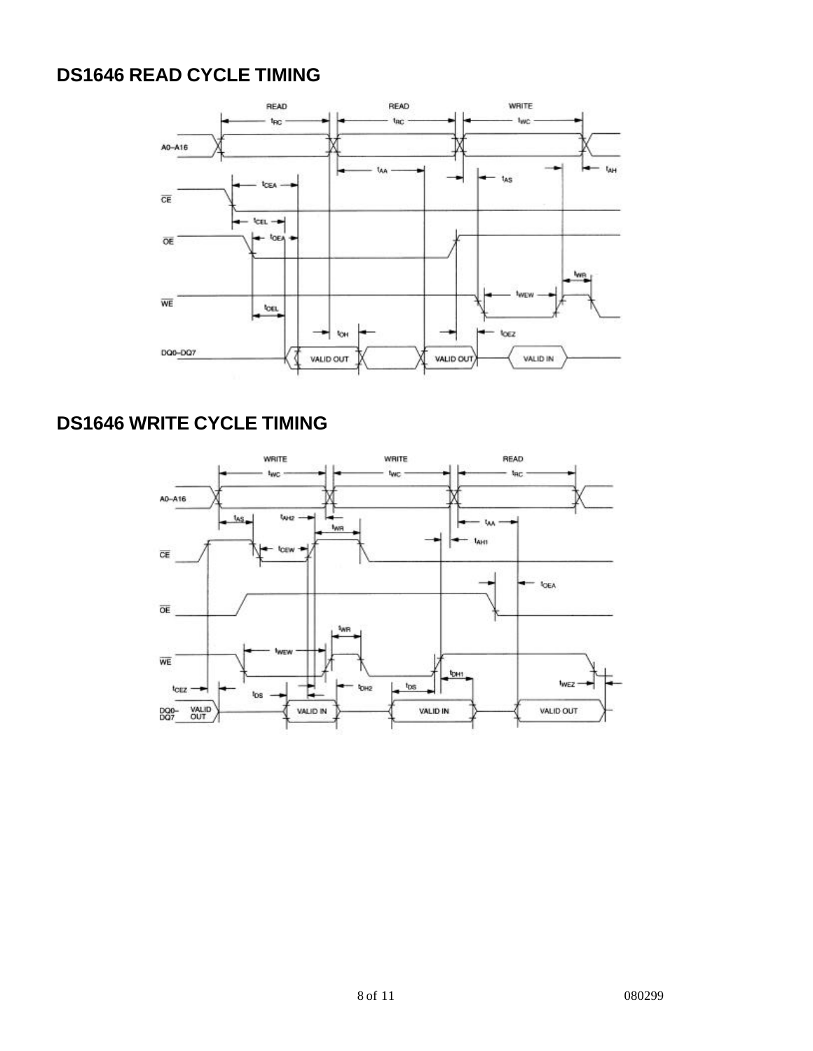## DS1646 READ CYCLE TIMING

## DS1646 WRITE CYCLE TIMING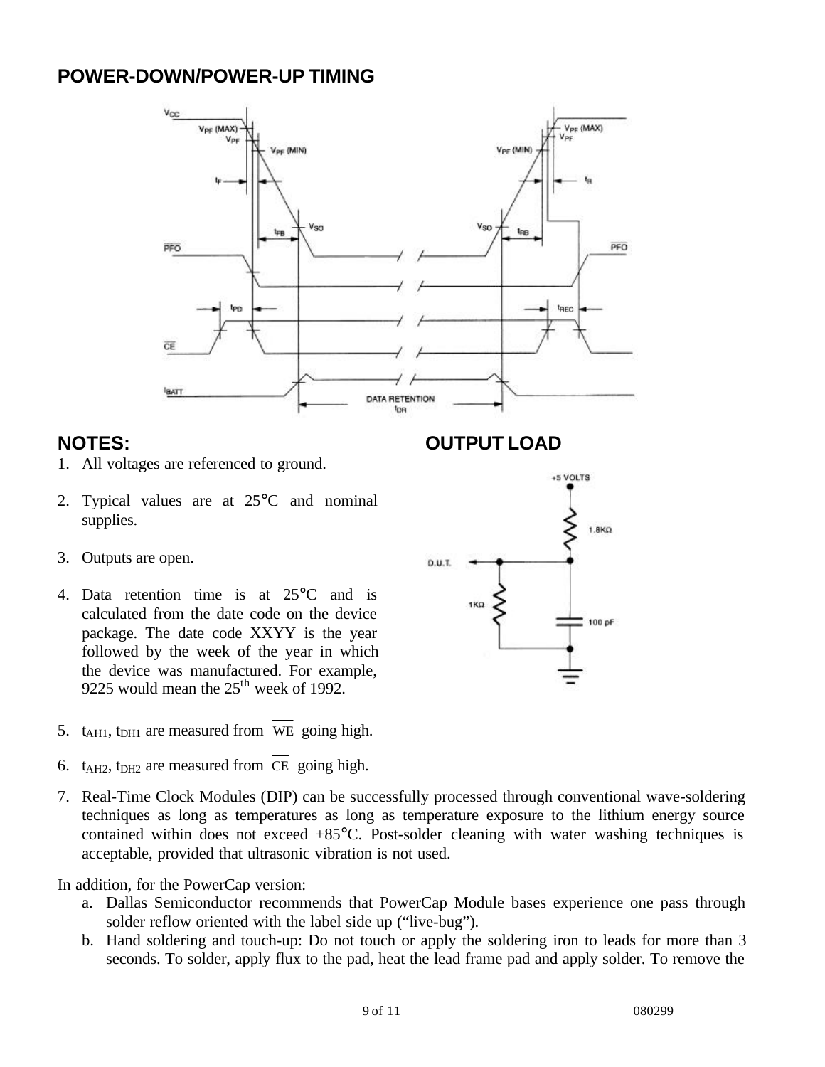## POWER-DOWN/POWER-UP TIMING

## NOTES:

1. All voltages are referenced to ground.
2. Typical values are at 25°C and nominal supplies.
3. Outputs are open.
4. Data retention time is at 25°C and is calculated from the date code on the device package. The date code XXYY is the year followed by the week of the year in which the device was manufactured. For example, 9225 would mean the 25th week of 1992.
5. $t_{AH1}$, $t_{DH1}$ are measured from $\overline{WE}$ going high.
6. $t_{AH2}$, $t_{DH2}$ are measured from $\overline{CE}$ going high.
7. Real-Time Clock Modules (DIP) can be successfully processed through conventional wave-soldering techniques as long as temperatures as long as temperature exposure to the lithium energy source contained within does not exceed +85°C. Post-solder cleaning with water washing techniques is acceptable, provided that ultrasonic vibration is not used.

## OUTPUT LOAD

In addition, for the PowerCap version:

a. Dallas Semiconductor recommends that PowerCap Module bases experience one pass through solder reflow oriented with the label side up ("live-bug").
b. Hand soldering and touch-up: Do not touch or apply the soldering iron to leads for more than 3 seconds. To solder, apply flux to the pad, heat the lead frame pad and apply solder. To remove the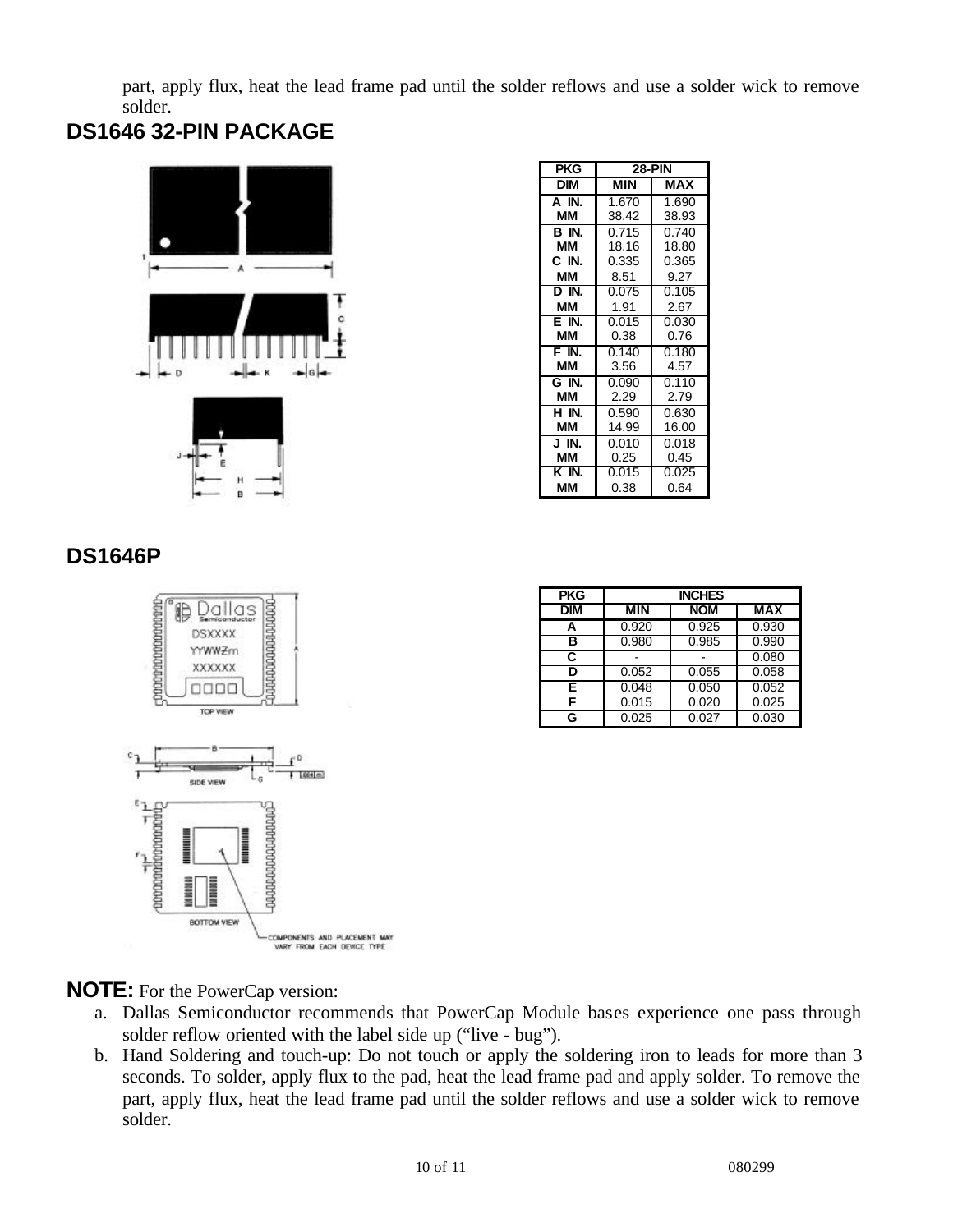part, apply flux, heat the lead frame pad until the solder reflows and use a solder wick to remove solder.

## DS1646 32-PIN PACKAGE

| PKG | 28-PIN | |
|---|---|---|
| DIM | MIN | MAX |
| A IN. MM | 1.670 38.42 | 1.690 38.93 |
| B IN. MM | 0.715 18.16 | 0.740 18.80 |
| C IN. MM | 0.335 8.51 | 0.365 9.27 |
| D IN. MM | 0.075 1.91 | 0.105 2.67 |
| E IN. MM | 0.015 0.38 | 0.030 0.76 |
| F IN. MM | 0.140 3.56 | 0.180 4.57 |
| G IN. MM | 0.090 2.29 | 0.110 2.79 |
| H IN. MM | 0.590 14.99 | 0.630 16.00 |
| J IN. MM | 0.010 0.25 | 0.018 0.45 |
| K IN. MM | 0.015 0.38 | 0.025 0.64 |

## DS1646P

| PKG | INCHES | | |
|---|---|---|---|
| DIM | MIN | NOM | MAX |
| A | 0.920 | 0.925 | 0.930 |
| B | 0.980 | 0.985 | 0.990 |
| C | - | - | 0.080 |
| D | 0.052 | 0.055 | 0.058 |
| E | 0.048 | 0.050 | 0.052 |
| F | 0.015 | 0.020 | 0.025 |
| G | 0.025 | 0.027 | 0.030 |

**NOTE:** For the PowerCap version:

a. Dallas Semiconductor recommends that PowerCap Module bases experience one pass through solder reflow oriented with the label side up ("live - bug").

b. Hand Soldering and touch-up: Do not touch or apply the soldering iron to leads for more than 3 seconds. To solder, apply flux to the pad, heat the lead frame pad and apply solder. To remove the part, apply flux, heat the lead frame pad until the solder reflows and use a solder wick to remove solder.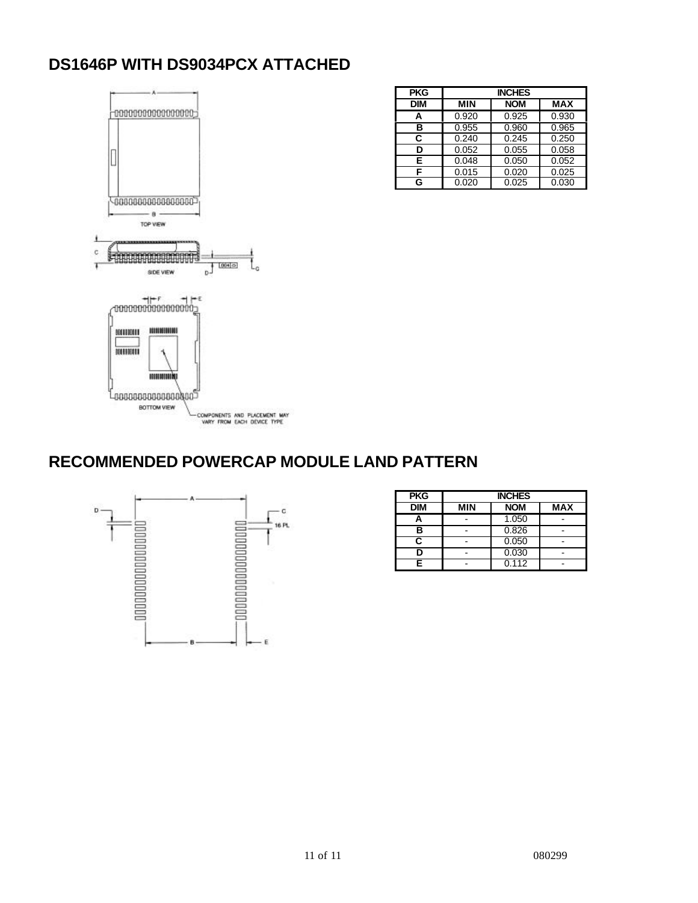## DS1646P WITH DS9034PCX ATTACHED

A

B

TOP VIEW

C

SIDE VIEW

D

.004

G

F

E

BOTTOM VIEW

COMPONENTS AND PLACEMENT MAY VARY FROM EACH DEVICE TYPE

| PKG | INCHES | | |
|---|---|---|---|
| DIM | MIN | NOM | MAX |
| A | 0.920 | 0.925 | 0.930 |
| B | 0.955 | 0.960 | 0.965 |
| C | 0.240 | 0.245 | 0.250 |
| D | 0.052 | 0.055 | 0.058 |
| E | 0.048 | 0.050 | 0.052 |
| F | 0.015 | 0.020 | 0.025 |
| G | 0.020 | 0.025 | 0.030 |

## RECOMMENDED POWERCAP MODULE LAND PATTERN

A

D

C

16 PL

B

E

| PKG | INCHES | | |
|---|---|---|---|
| DIM | MIN | NOM | MAX |
| A | - | 1.050 | - |
| B | - | 0.826 | - |
| C | - | 0.050 | - |
| D | - | 0.030 | - |
| E | - | 0.112 | - |

080299